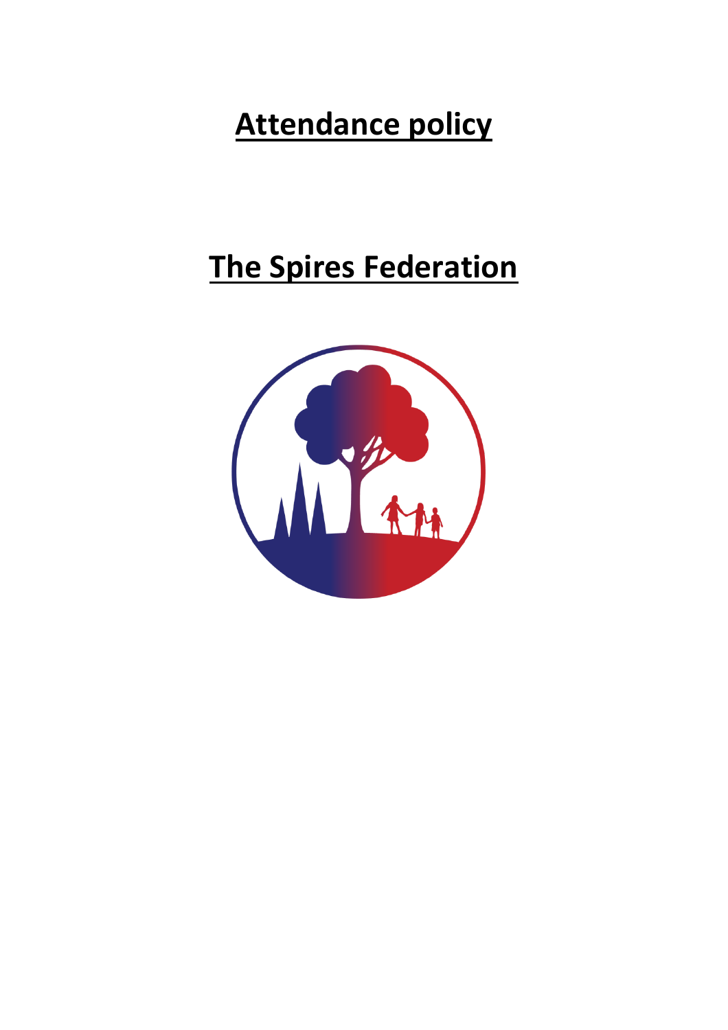# Attendance policy

# The Spires Federation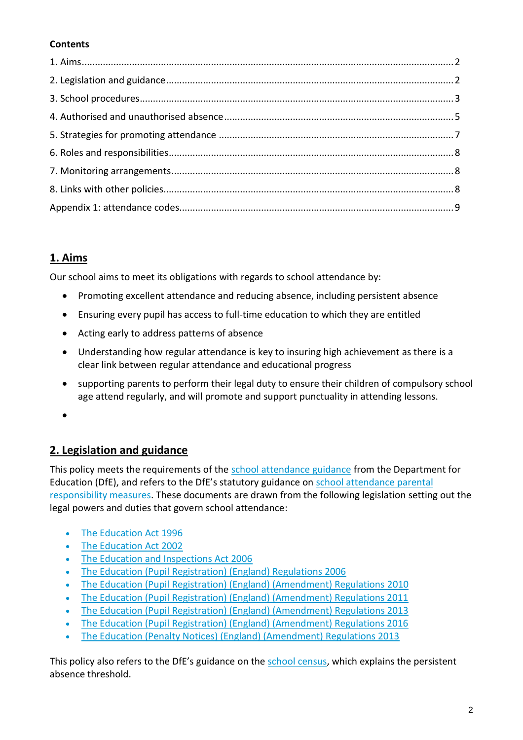**Contents**

1. Aims....2
2. Legislation and guidance....2
3. School procedures....3
4. Authorised and unauthorised absence....5
5. Strategies for promoting attendance....7
6. Roles and responsibilities....8
7. Monitoring arrangements....8
8. Links with other policies....8

Appendix 1: attendance codes....9

## 1. Aims

Our school aims to meet its obligations with regards to school attendance by:

- Promoting excellent attendance and reducing absence, including persistent absence
- Ensuring every pupil has access to full-time education to which they are entitled
- Acting early to address patterns of absence
- Understanding how regular attendance is key to insuring high achievement as there is a clear link between regular attendance and educational progress
- supporting parents to perform their legal duty to ensure their children of compulsory school age attend regularly, and will promote and support punctuality in attending lessons.
-

## 2. Legislation and guidance

This policy meets the requirements of the school attendance guidance from the Department for Education (DfE), and refers to the DfE's statutory guidance on school attendance parental responsibility measures. These documents are drawn from the following legislation setting out the legal powers and duties that govern school attendance:

- The Education Act 1996
- The Education Act 2002
- The Education and Inspections Act 2006
- The Education (Pupil Registration) (England) Regulations 2006
- The Education (Pupil Registration) (England) (Amendment) Regulations 2010
- The Education (Pupil Registration) (England) (Amendment) Regulations 2011
- The Education (Pupil Registration) (England) (Amendment) Regulations 2013
- The Education (Pupil Registration) (England) (Amendment) Regulations 2016
- The Education (Penalty Notices) (England) (Amendment) Regulations 2013

This policy also refers to the DfE's guidance on the school census, which explains the persistent absence threshold.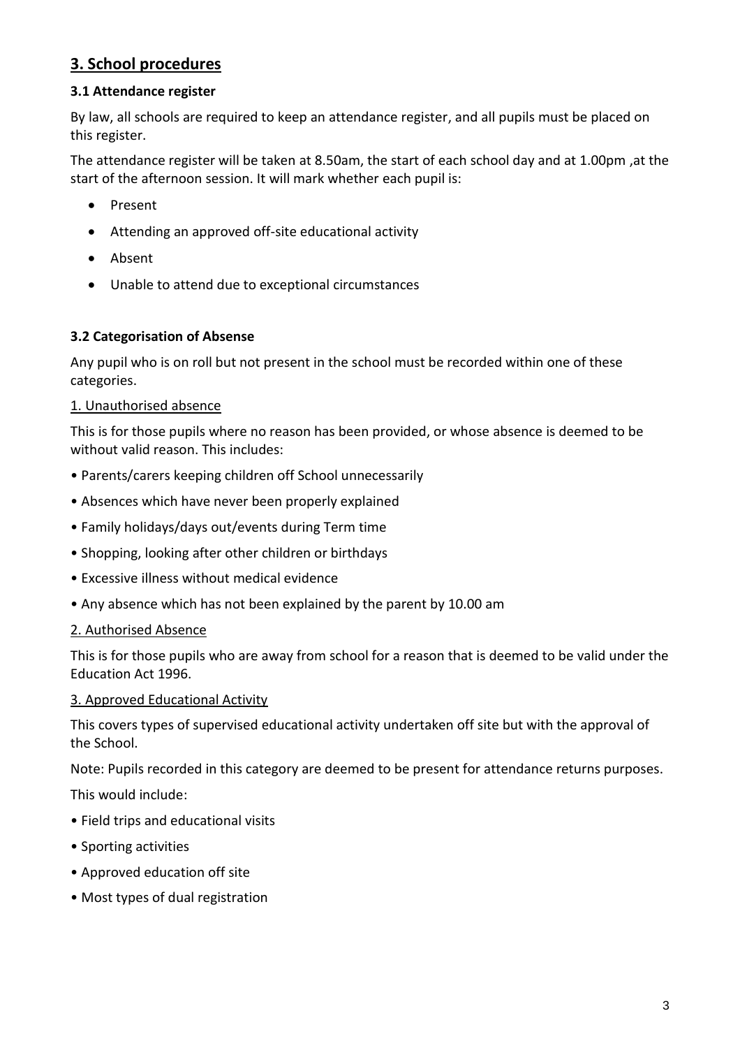## 3. School procedures

### 3.1 Attendance register

By law, all schools are required to keep an attendance register, and all pupils must be placed on this register.

The attendance register will be taken at 8.50am, the start of each school day and at 1.00pm ,at the start of the afternoon session. It will mark whether each pupil is:

- Present
- Attending an approved off-site educational activity
- Absent
- Unable to attend due to exceptional circumstances

### 3.2 Categorisation of Absense

Any pupil who is on roll but not present in the school must be recorded within one of these categories.

<u>1. Unauthorised absence</u>

This is for those pupils where no reason has been provided, or whose absence is deemed to be without valid reason. This includes:

- Parents/carers keeping children off School unnecessarily
- Absences which have never been properly explained
- Family holidays/days out/events during Term time
- Shopping, looking after other children or birthdays
- Excessive illness without medical evidence
- Any absence which has not been explained by the parent by 10.00 am

<u>2. Authorised Absence</u>

This is for those pupils who are away from school for a reason that is deemed to be valid under the Education Act 1996.

<u>3. Approved Educational Activity</u>

This covers types of supervised educational activity undertaken off site but with the approval of the School.

Note: Pupils recorded in this category are deemed to be present for attendance returns purposes.

This would include:

- Field trips and educational visits
- Sporting activities
- Approved education off site
- Most types of dual registration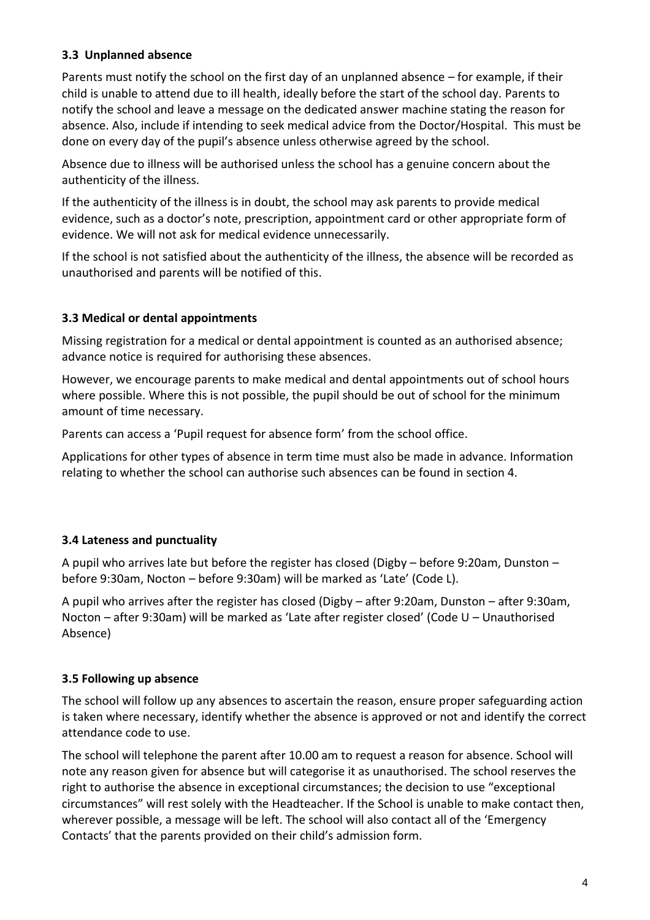### 3.3 Unplanned absence

Parents must notify the school on the first day of an unplanned absence – for example, if their child is unable to attend due to ill health, ideally before the start of the school day. Parents to notify the school and leave a message on the dedicated answer machine stating the reason for absence. Also, include if intending to seek medical advice from the Doctor/Hospital. This must be done on every day of the pupil's absence unless otherwise agreed by the school.

Absence due to illness will be authorised unless the school has a genuine concern about the authenticity of the illness.

If the authenticity of the illness is in doubt, the school may ask parents to provide medical evidence, such as a doctor's note, prescription, appointment card or other appropriate form of evidence. We will not ask for medical evidence unnecessarily.

If the school is not satisfied about the authenticity of the illness, the absence will be recorded as unauthorised and parents will be notified of this.

### 3.3 Medical or dental appointments

Missing registration for a medical or dental appointment is counted as an authorised absence; advance notice is required for authorising these absences.

However, we encourage parents to make medical and dental appointments out of school hours where possible. Where this is not possible, the pupil should be out of school for the minimum amount of time necessary.

Parents can access a 'Pupil request for absence form' from the school office.

Applications for other types of absence in term time must also be made in advance. Information relating to whether the school can authorise such absences can be found in section 4.

### 3.4 Lateness and punctuality

A pupil who arrives late but before the register has closed (Digby – before 9:20am, Dunston – before 9:30am, Nocton – before 9:30am) will be marked as 'Late' (Code L).

A pupil who arrives after the register has closed (Digby – after 9:20am, Dunston – after 9:30am, Nocton – after 9:30am) will be marked as 'Late after register closed' (Code U – Unauthorised Absence)

### 3.5 Following up absence

The school will follow up any absences to ascertain the reason, ensure proper safeguarding action is taken where necessary, identify whether the absence is approved or not and identify the correct attendance code to use.

The school will telephone the parent after 10.00 am to request a reason for absence. School will note any reason given for absence but will categorise it as unauthorised. The school reserves the right to authorise the absence in exceptional circumstances; the decision to use "exceptional circumstances" will rest solely with the Headteacher. If the School is unable to make contact then, wherever possible, a message will be left. The school will also contact all of the 'Emergency Contacts' that the parents provided on their child's admission form.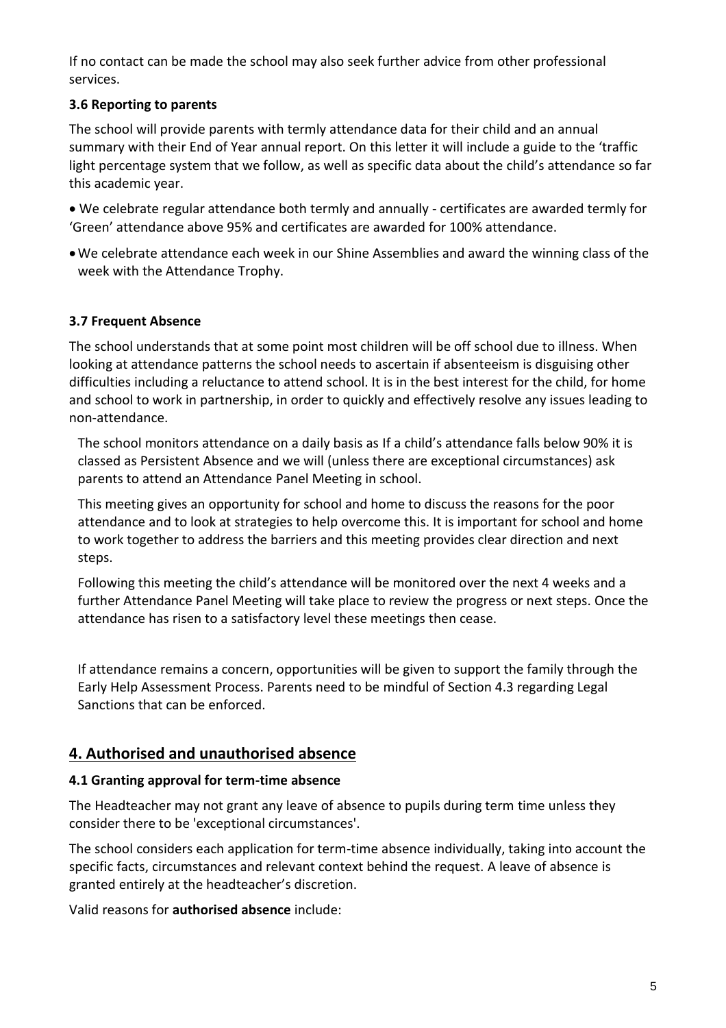If no contact can be made the school may also seek further advice from other professional services.

### 3.6 Reporting to parents

The school will provide parents with termly attendance data for their child and an annual summary with their End of Year annual report. On this letter it will include a guide to the 'traffic light percentage system that we follow, as well as specific data about the child's attendance so far this academic year.

- We celebrate regular attendance both termly and annually - certificates are awarded termly for 'Green' attendance above 95% and certificates are awarded for 100% attendance.
- We celebrate attendance each week in our Shine Assemblies and award the winning class of the week with the Attendance Trophy.

### 3.7 Frequent Absence

The school understands that at some point most children will be off school due to illness. When looking at attendance patterns the school needs to ascertain if absenteeism is disguising other difficulties including a reluctance to attend school. It is in the best interest for the child, for home and school to work in partnership, in order to quickly and effectively resolve any issues leading to non-attendance.

The school monitors attendance on a daily basis as If a child's attendance falls below 90% it is classed as Persistent Absence and we will (unless there are exceptional circumstances) ask parents to attend an Attendance Panel Meeting in school.

This meeting gives an opportunity for school and home to discuss the reasons for the poor attendance and to look at strategies to help overcome this. It is important for school and home to work together to address the barriers and this meeting provides clear direction and next steps.

Following this meeting the child's attendance will be monitored over the next 4 weeks and a further Attendance Panel Meeting will take place to review the progress or next steps. Once the attendance has risen to a satisfactory level these meetings then cease.

If attendance remains a concern, opportunities will be given to support the family through the Early Help Assessment Process. Parents need to be mindful of Section 4.3 regarding Legal Sanctions that can be enforced.

## 4. Authorised and unauthorised absence

### 4.1 Granting approval for term-time absence

The Headteacher may not grant any leave of absence to pupils during term time unless they consider there to be 'exceptional circumstances'.

The school considers each application for term-time absence individually, taking into account the specific facts, circumstances and relevant context behind the request. A leave of absence is granted entirely at the headteacher's discretion.

Valid reasons for **authorised absence** include: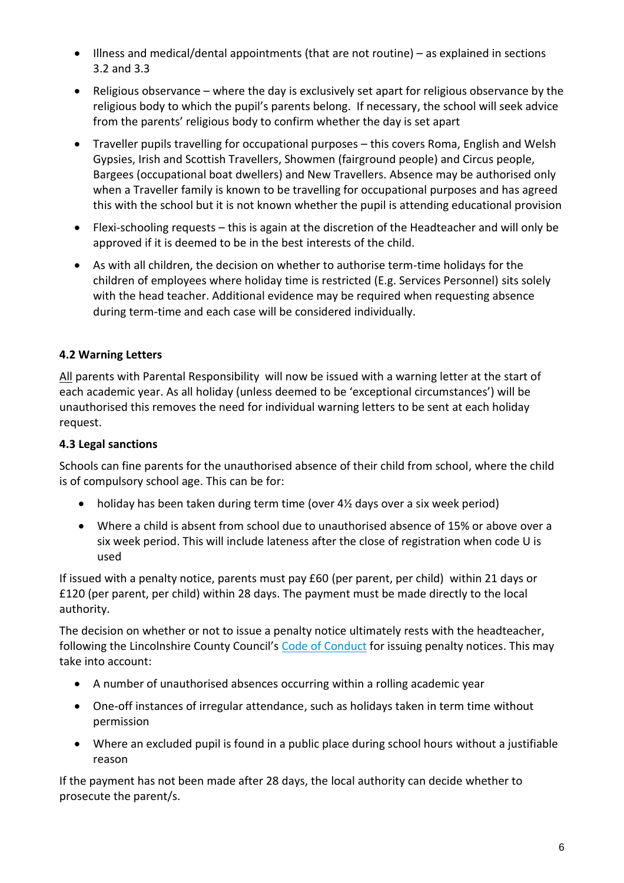- Illness and medical/dental appointments (that are not routine) – as explained in sections 3.2 and 3.3
- Religious observance – where the day is exclusively set apart for religious observance by the religious body to which the pupil's parents belong. If necessary, the school will seek advice from the parents' religious body to confirm whether the day is set apart
- Traveller pupils travelling for occupational purposes – this covers Roma, English and Welsh Gypsies, Irish and Scottish Travellers, Showmen (fairground people) and Circus people, Bargees (occupational boat dwellers) and New Travellers. Absence may be authorised only when a Traveller family is known to be travelling for occupational purposes and has agreed this with the school but it is not known whether the pupil is attending educational provision
- Flexi-schooling requests – this is again at the discretion of the Headteacher and will only be approved if it is deemed to be in the best interests of the child.
- As with all children, the decision on whether to authorise term-time holidays for the children of employees where holiday time is restricted (E.g. Services Personnel) sits solely with the head teacher. Additional evidence may be required when requesting absence during term-time and each case will be considered individually.

**4.2 Warning Letters**

All parents with Parental Responsibility will now be issued with a warning letter at the start of each academic year. As all holiday (unless deemed to be 'exceptional circumstances') will be unauthorised this removes the need for individual warning letters to be sent at each holiday request.

**4.3 Legal sanctions**

Schools can fine parents for the unauthorised absence of their child from school, where the child is of compulsory school age. This can be for:

- holiday has been taken during term time (over 4½ days over a six week period)
- Where a child is absent from school due to unauthorised absence of 15% or above over a six week period. This will include lateness after the close of registration when code U is used

If issued with a penalty notice, parents must pay £60 (per parent, per child) within 21 days or £120 (per parent, per child) within 28 days. The payment must be made directly to the local authority.

The decision on whether or not to issue a penalty notice ultimately rests with the headteacher, following the Lincolnshire County Council's Code of Conduct for issuing penalty notices. This may take into account:

- A number of unauthorised absences occurring within a rolling academic year
- One-off instances of irregular attendance, such as holidays taken in term time without permission
- Where an excluded pupil is found in a public place during school hours without a justifiable reason

If the payment has not been made after 28 days, the local authority can decide whether to prosecute the parent/s.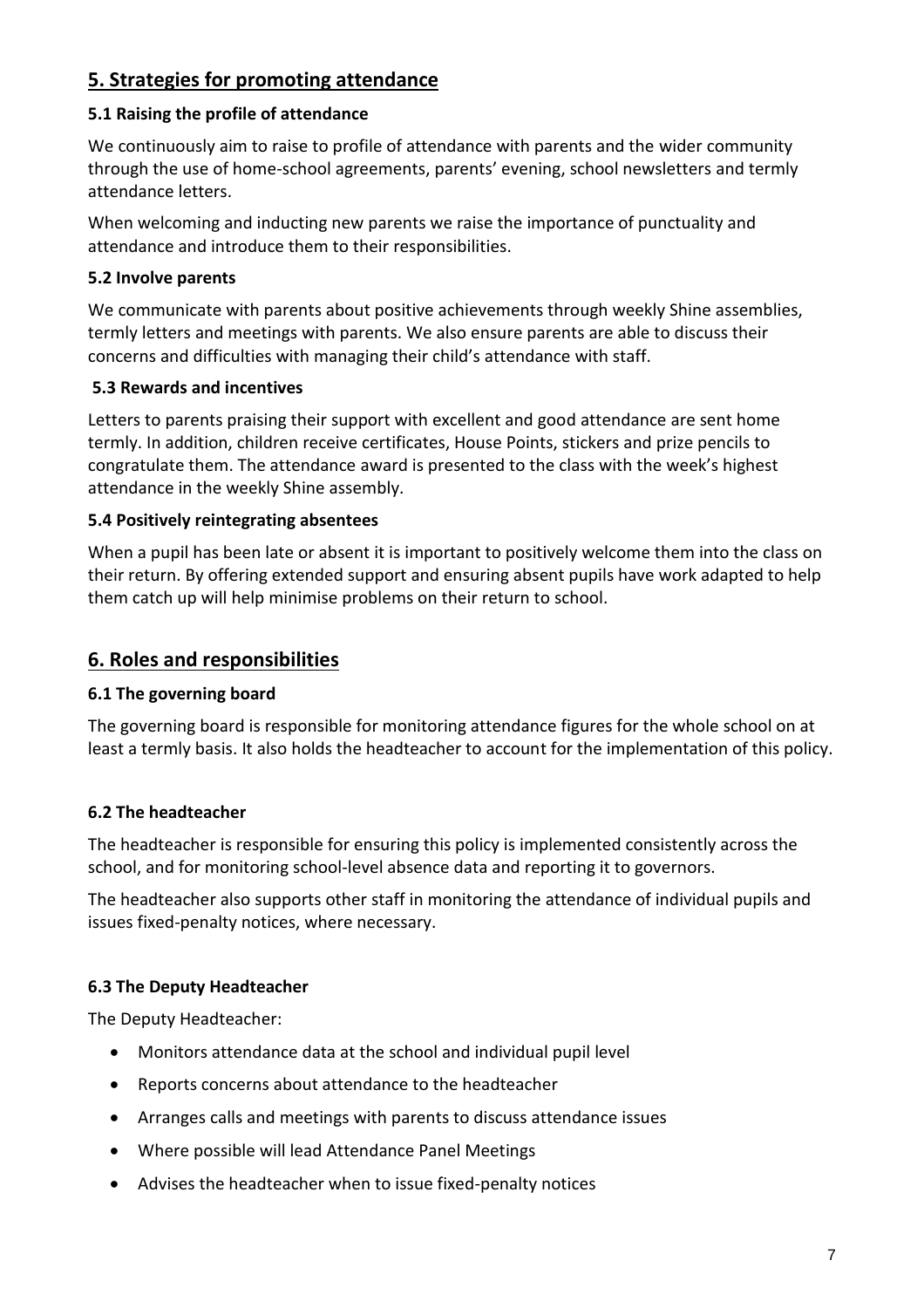## 5. Strategies for promoting attendance

### 5.1 Raising the profile of attendance

We continuously aim to raise to profile of attendance with parents and the wider community through the use of home-school agreements, parents' evening, school newsletters and termly attendance letters.

When welcoming and inducting new parents we raise the importance of punctuality and attendance and introduce them to their responsibilities.

### 5.2 Involve parents

We communicate with parents about positive achievements through weekly Shine assemblies, termly letters and meetings with parents. We also ensure parents are able to discuss their concerns and difficulties with managing their child's attendance with staff.

### 5.3 Rewards and incentives

Letters to parents praising their support with excellent and good attendance are sent home termly. In addition, children receive certificates, House Points, stickers and prize pencils to congratulate them. The attendance award is presented to the class with the week's highest attendance in the weekly Shine assembly.

### 5.4 Positively reintegrating absentees

When a pupil has been late or absent it is important to positively welcome them into the class on their return. By offering extended support and ensuring absent pupils have work adapted to help them catch up will help minimise problems on their return to school.

## 6. Roles and responsibilities

### 6.1 The governing board

The governing board is responsible for monitoring attendance figures for the whole school on at least a termly basis. It also holds the headteacher to account for the implementation of this policy.

### 6.2 The headteacher

The headteacher is responsible for ensuring this policy is implemented consistently across the school, and for monitoring school-level absence data and reporting it to governors.

The headteacher also supports other staff in monitoring the attendance of individual pupils and issues fixed-penalty notices, where necessary.

### 6.3 The Deputy Headteacher

The Deputy Headteacher:

- Monitors attendance data at the school and individual pupil level
- Reports concerns about attendance to the headteacher
- Arranges calls and meetings with parents to discuss attendance issues
- Where possible will lead Attendance Panel Meetings
- Advises the headteacher when to issue fixed-penalty notices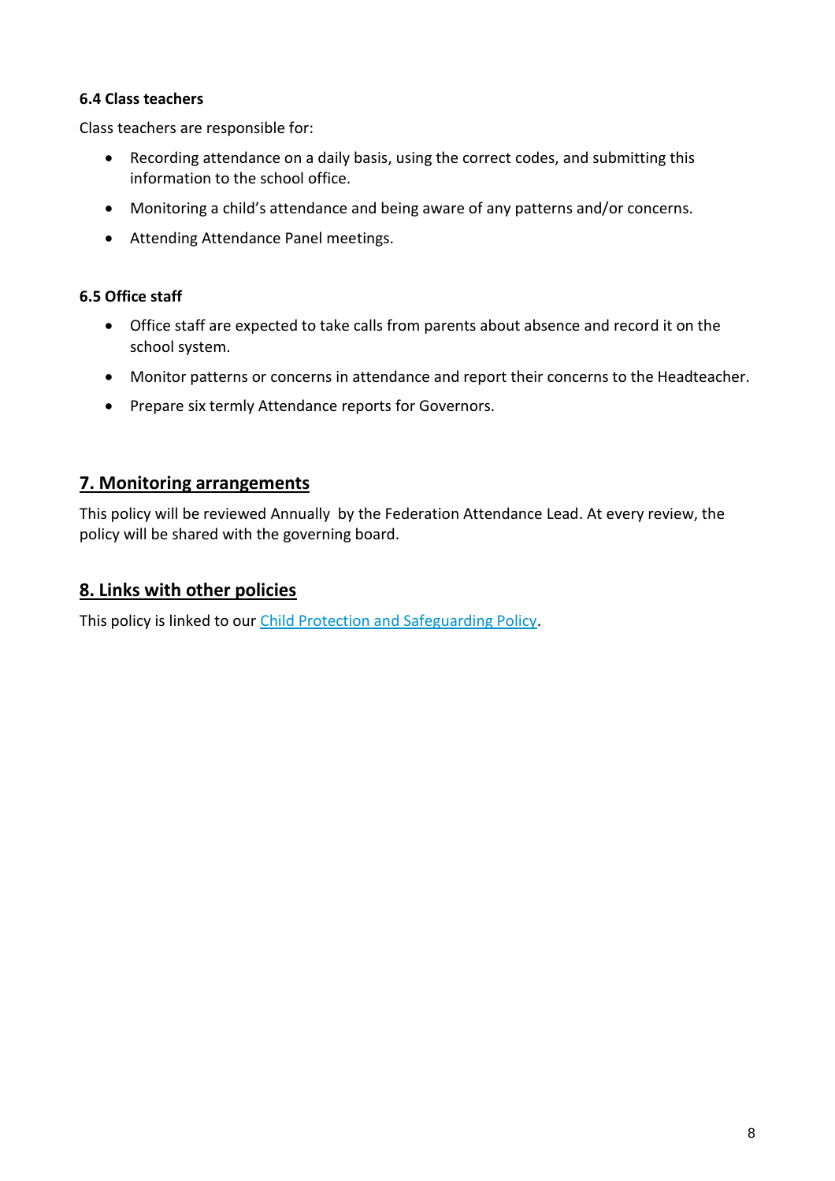#### 6.4 Class teachers

Class teachers are responsible for:

- Recording attendance on a daily basis, using the correct codes, and submitting this information to the school office.
- Monitoring a child's attendance and being aware of any patterns and/or concerns.
- Attending Attendance Panel meetings.

#### 6.5 Office staff

- Office staff are expected to take calls from parents about absence and record it on the school system.
- Monitor patterns or concerns in attendance and report their concerns to the Headteacher.
- Prepare six termly Attendance reports for Governors.

## 7. Monitoring arrangements

This policy will be reviewed Annually by the Federation Attendance Lead. At every review, the policy will be shared with the governing board.

## 8. Links with other policies

This policy is linked to our Child Protection and Safeguarding Policy.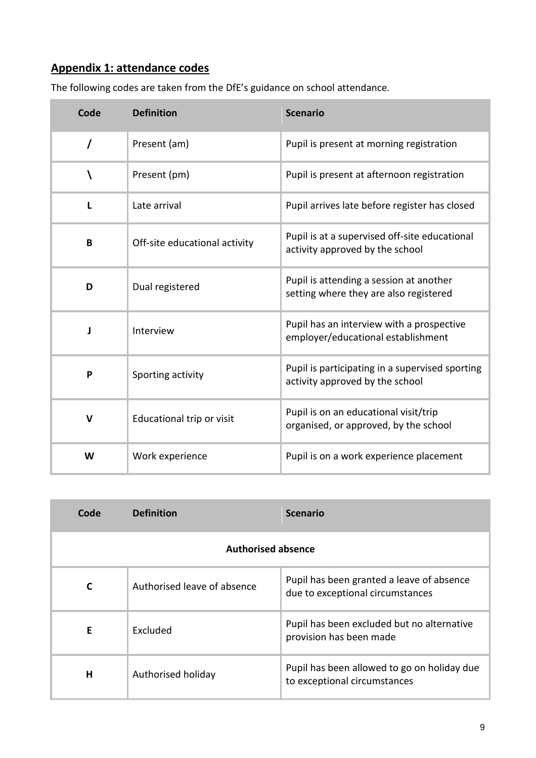## Appendix 1: attendance codes

The following codes are taken from the DfE's guidance on school attendance.

| Code | Definition | Scenario |
|---|---|---|
| / | Present (am) | Pupil is present at morning registration |
| \ | Present (pm) | Pupil is present at afternoon registration |
| L | Late arrival | Pupil arrives late before register has closed |
| B | Off-site educational activity | Pupil is at a supervised off-site educational activity approved by the school |
| D | Dual registered | Pupil is attending a session at another setting where they are also registered |
| J | Interview | Pupil has an interview with a prospective employer/educational establishment |
| P | Sporting activity | Pupil is participating in a supervised sporting activity approved by the school |
| V | Educational trip or visit | Pupil is on an educational visit/trip organised, or approved, by the school |
| W | Work experience | Pupil is on a work experience placement |

| Code | Definition | Scenario |
|---|---|---|
| **Authorised absence** | | |
| C | Authorised leave of absence | Pupil has been granted a leave of absence due to exceptional circumstances |
| E | Excluded | Pupil has been excluded but no alternative provision has been made |
| H | Authorised holiday | Pupil has been allowed to go on holiday due to exceptional circumstances |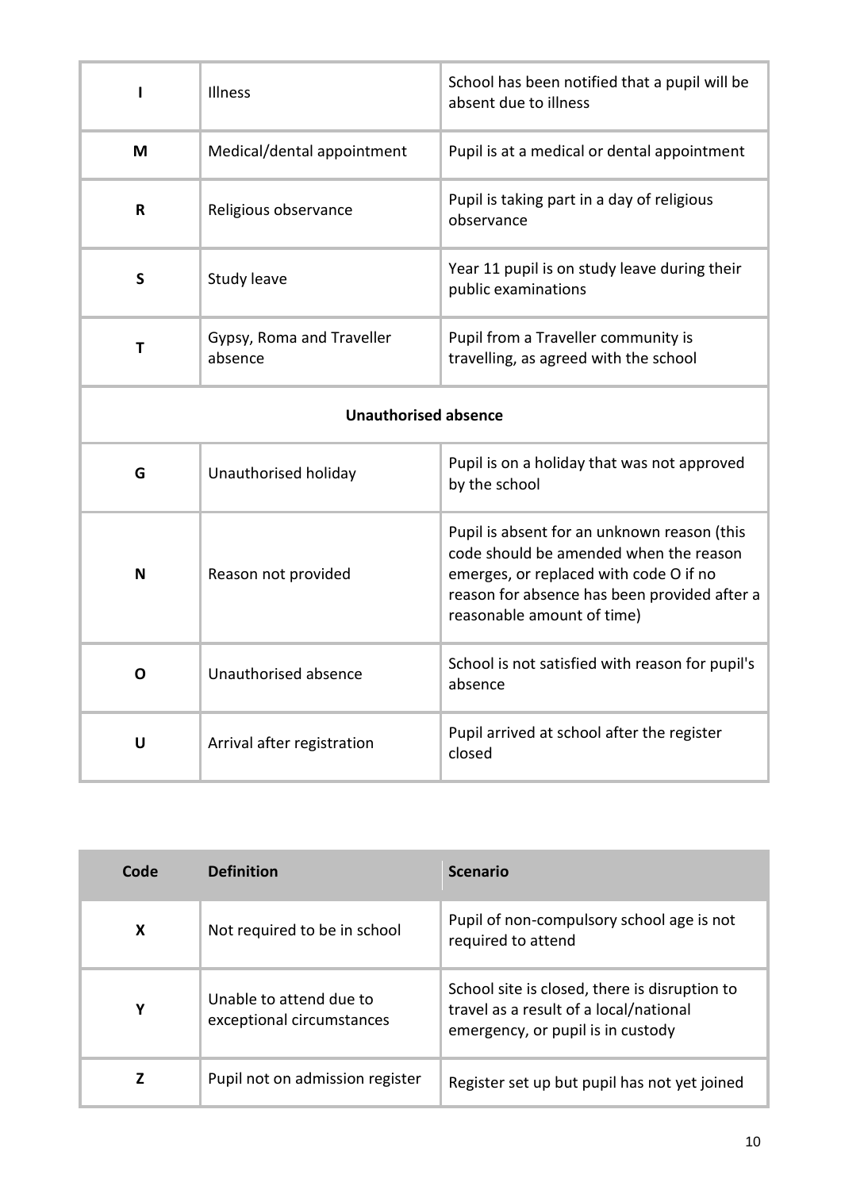| | | |
|---|---|---|
| **I** | Illness | School has been notified that a pupil will be absent due to illness |
| **M** | Medical/dental appointment | Pupil is at a medical or dental appointment |
| **R** | Religious observance | Pupil is taking part in a day of religious observance |
| **S** | Study leave | Year 11 pupil is on study leave during their public examinations |
| **T** | Gypsy, Roma and Traveller absence | Pupil from a Traveller community is travelling, as agreed with the school |
| **Unauthorised absence** | | |
| **G** | Unauthorised holiday | Pupil is on a holiday that was not approved by the school |
| **N** | Reason not provided | Pupil is absent for an unknown reason (this code should be amended when the reason emerges, or replaced with code O if no reason for absence has been provided after a reasonable amount of time) |
| **O** | Unauthorised absence | School is not satisfied with reason for pupil's absence |
| **U** | Arrival after registration | Pupil arrived at school after the register closed |

| Code | Definition | Scenario |
|---|---|---|
| **X** | Not required to be in school | Pupil of non-compulsory school age is not required to attend |
| **Y** | Unable to attend due to exceptional circumstances | School site is closed, there is disruption to travel as a result of a local/national emergency, or pupil is in custody |
| **Z** | Pupil not on admission register | Register set up but pupil has not yet joined |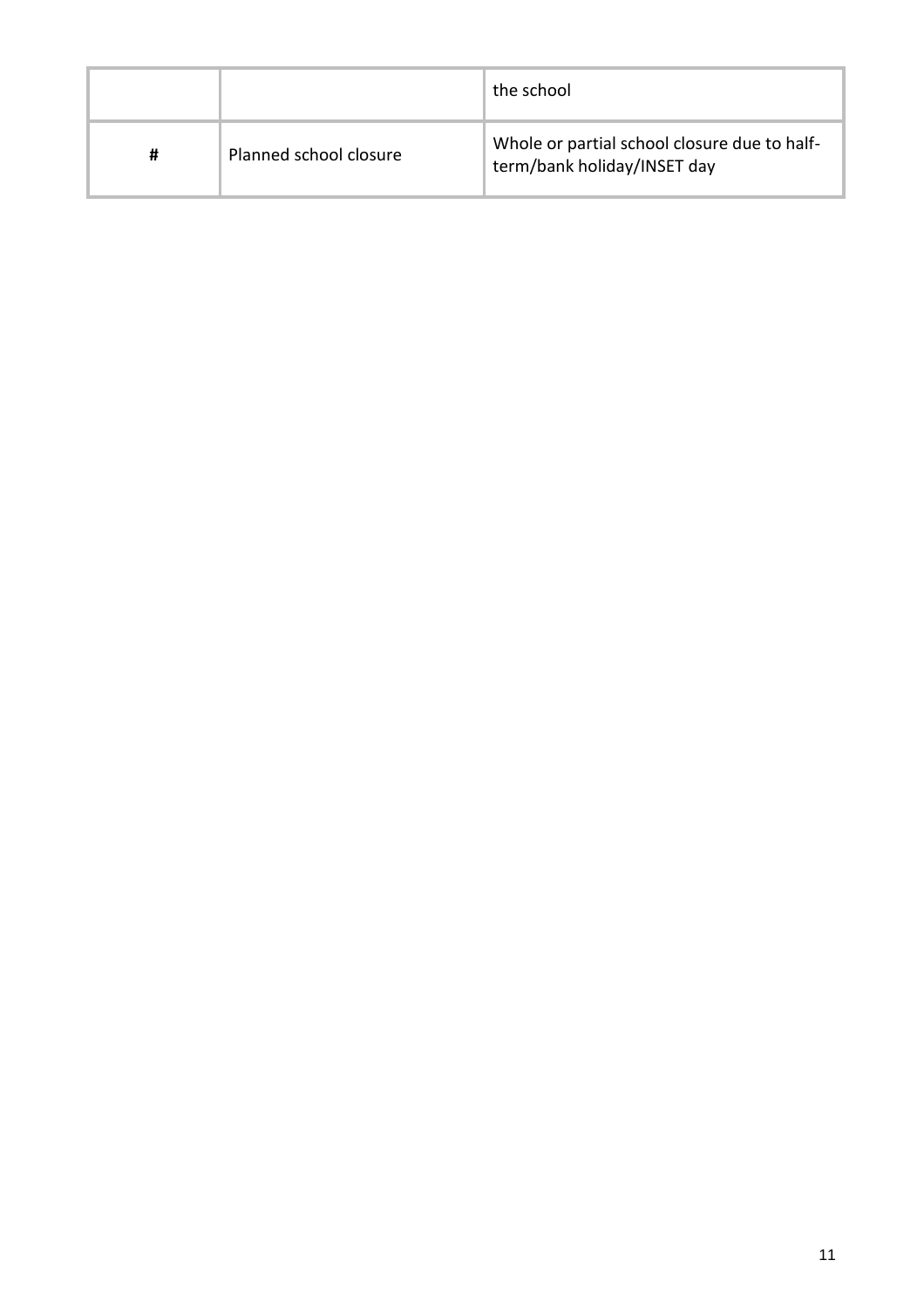| | | |
|---|---|---|
| | | the school |
| # | Planned school closure | Whole or partial school closure due to half-term/bank holiday/INSET day |